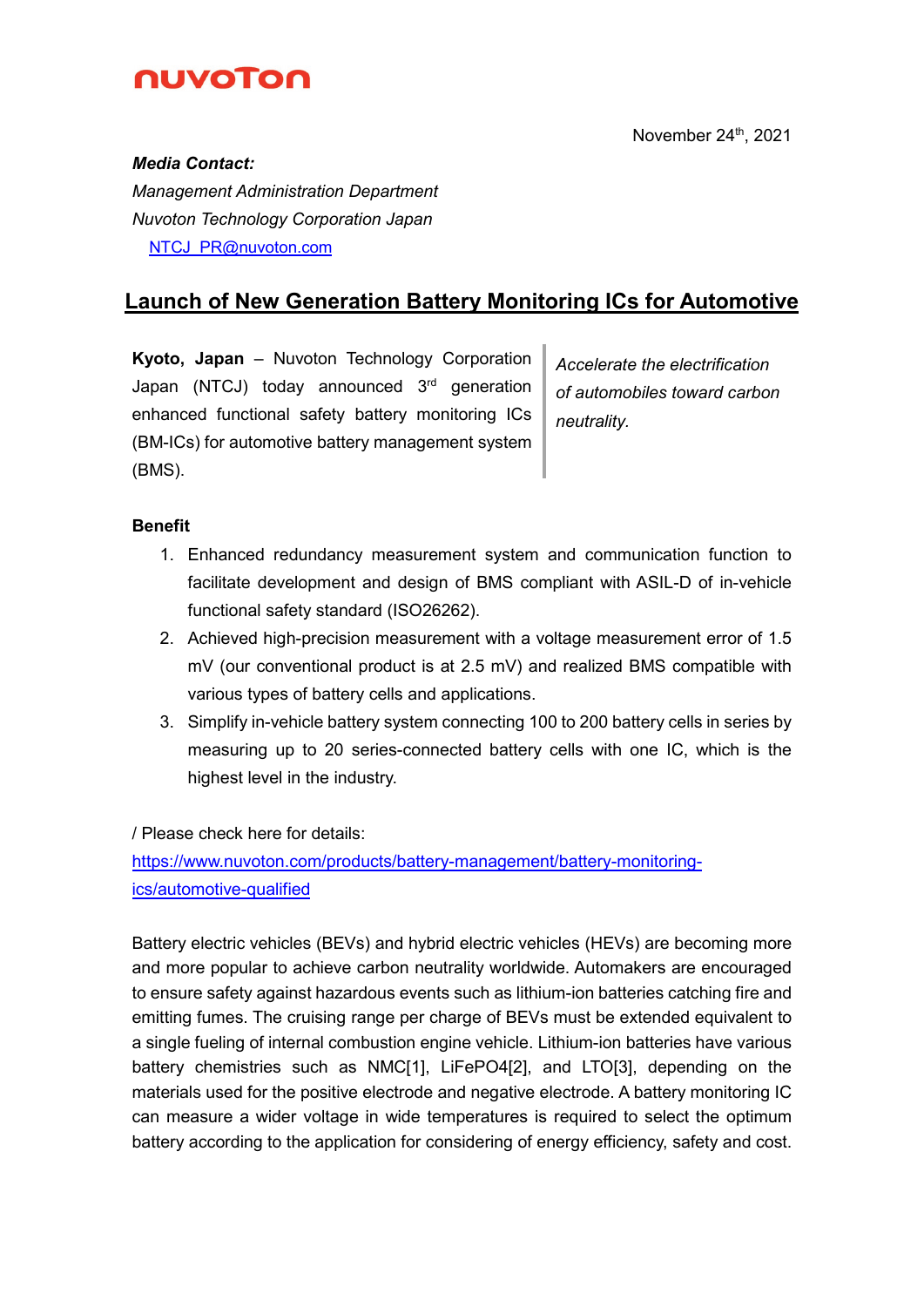nuvoTon

November 24th, 2021

***Media Contact:***
*Management Administration Department*
*Nuvoton Technology Corporation Japan*
[NTCJ_PR@nuvoton.com](mailto:NTCJ_PR@nuvoton.com)

# Launch of New Generation Battery Monitoring ICs for Automotive

*Accelerate the electrification of automobiles toward carbon neutrality.*

**Kyoto, Japan** – Nuvoton Technology Corporation Japan (NTCJ) today announced 3rd generation enhanced functional safety battery monitoring ICs (BM-ICs) for automotive battery management system (BMS).

**Benefit**

1. Enhanced redundancy measurement system and communication function to facilitate development and design of BMS compliant with ASIL-D of in-vehicle functional safety standard (ISO26262).
2. Achieved high-precision measurement with a voltage measurement error of 1.5 mV (our conventional product is at 2.5 mV) and realized BMS compatible with various types of battery cells and applications.
3. Simplify in-vehicle battery system connecting 100 to 200 battery cells in series by measuring up to 20 series-connected battery cells with one IC, which is the highest level in the industry.

/ Please check here for details:
[https://www.nuvoton.com/products/battery-management/battery-monitoring-ics/automotive-qualified](https://www.nuvoton.com/products/battery-management/battery-monitoring-ics/automotive-qualified)

Battery electric vehicles (BEVs) and hybrid electric vehicles (HEVs) are becoming more and more popular to achieve carbon neutrality worldwide. Automakers are encouraged to ensure safety against hazardous events such as lithium-ion batteries catching fire and emitting fumes. The cruising range per charge of BEVs must be extended equivalent to a single fueling of internal combustion engine vehicle. Lithium-ion batteries have various battery chemistries such as NMC[1], $LiFePO_4$[2], and LTO[3], depending on the materials used for the positive electrode and negative electrode. A battery monitoring IC can measure a wider voltage in wide temperatures is required to select the optimum battery according to the application for considering of energy efficiency, safety and cost.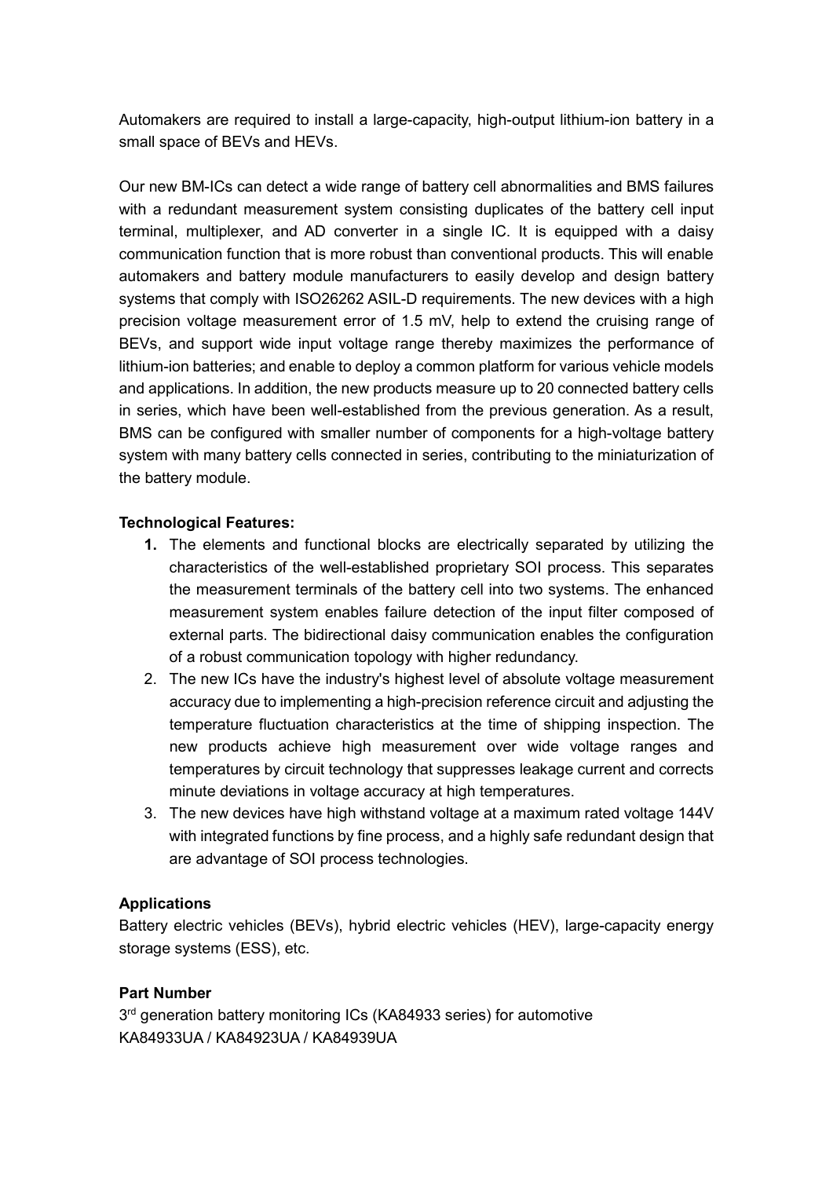Automakers are required to install a large-capacity, high-output lithium-ion battery in a small space of BEVs and HEVs.

Our new BM-ICs can detect a wide range of battery cell abnormalities and BMS failures with a redundant measurement system consisting duplicates of the battery cell input terminal, multiplexer, and AD converter in a single IC. It is equipped with a daisy communication function that is more robust than conventional products. This will enable automakers and battery module manufacturers to easily develop and design battery systems that comply with ISO26262 ASIL-D requirements. The new devices with a high precision voltage measurement error of 1.5 mV, help to extend the cruising range of BEVs, and support wide input voltage range thereby maximizes the performance of lithium-ion batteries; and enable to deploy a common platform for various vehicle models and applications. In addition, the new products measure up to 20 connected battery cells in series, which have been well-established from the previous generation. As a result, BMS can be configured with smaller number of components for a high-voltage battery system with many battery cells connected in series, contributing to the miniaturization of the battery module.

**Technological Features:**

1. The elements and functional blocks are electrically separated by utilizing the characteristics of the well-established proprietary SOI process. This separates the measurement terminals of the battery cell into two systems. The enhanced measurement system enables failure detection of the input filter composed of external parts. The bidirectional daisy communication enables the configuration of a robust communication topology with higher redundancy.
2. The new ICs have the industry's highest level of absolute voltage measurement accuracy due to implementing a high-precision reference circuit and adjusting the temperature fluctuation characteristics at the time of shipping inspection. The new products achieve high measurement over wide voltage ranges and temperatures by circuit technology that suppresses leakage current and corrects minute deviations in voltage accuracy at high temperatures.
3. The new devices have high withstand voltage at a maximum rated voltage 144V with integrated functions by fine process, and a highly safe redundant design that are advantage of SOI process technologies.

**Applications**

Battery electric vehicles (BEVs), hybrid electric vehicles (HEV), large-capacity energy storage systems (ESS), etc.

**Part Number**

3rd generation battery monitoring ICs (KA84933 series) for automotive
KA84933UA / KA84923UA / KA84939UA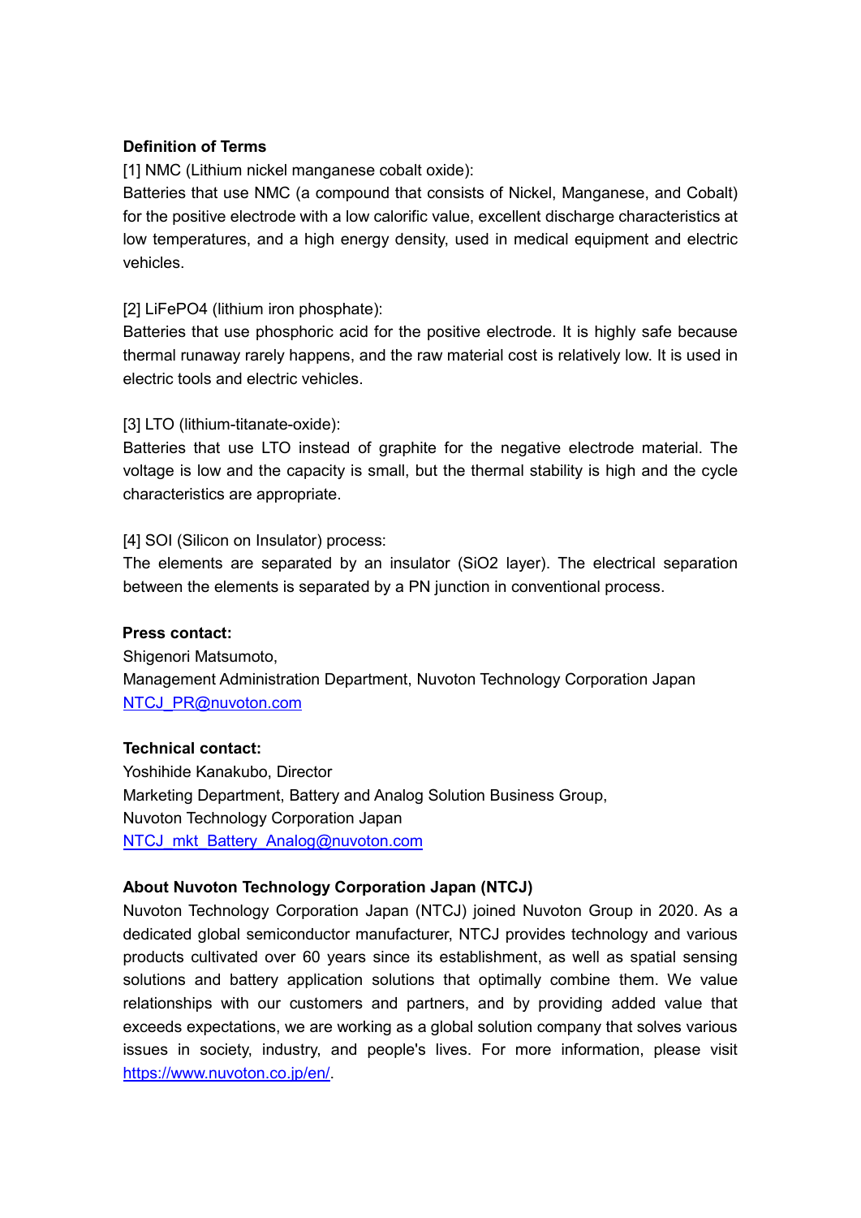**Definition of Terms**

[1] NMC (Lithium nickel manganese cobalt oxide):
Batteries that use NMC (a compound that consists of Nickel, Manganese, and Cobalt) for the positive electrode with a low calorific value, excellent discharge characteristics at low temperatures, and a high energy density, used in medical equipment and electric vehicles.

[2] $LiFePO_4$ (lithium iron phosphate):
Batteries that use phosphoric acid for the positive electrode. It is highly safe because thermal runaway rarely happens, and the raw material cost is relatively low. It is used in electric tools and electric vehicles.

[3] LTO (lithium-titanate-oxide):
Batteries that use LTO instead of graphite for the negative electrode material. The voltage is low and the capacity is small, but the thermal stability is high and the cycle characteristics are appropriate.

[4] SOI (Silicon on Insulator) process:
The elements are separated by an insulator ($SiO_2$ layer). The electrical separation between the elements is separated by a PN junction in conventional process.

**Press contact:**
Shigenori Matsumoto,
Management Administration Department, Nuvoton Technology Corporation Japan
NTCJ_PR@nuvoton.com

**Technical contact:**
Yoshihide Kanakubo, Director
Marketing Department, Battery and Analog Solution Business Group,
Nuvoton Technology Corporation Japan
NTCJ_mkt_Battery_Analog@nuvoton.com

**About Nuvoton Technology Corporation Japan (NTCJ)**

Nuvoton Technology Corporation Japan (NTCJ) joined Nuvoton Group in 2020. As a dedicated global semiconductor manufacturer, NTCJ provides technology and various products cultivated over 60 years since its establishment, as well as spatial sensing solutions and battery application solutions that optimally combine them. We value relationships with our customers and partners, and by providing added value that exceeds expectations, we are working as a global solution company that solves various issues in society, industry, and people's lives. For more information, please visit https://www.nuvoton.co.jp/en/.